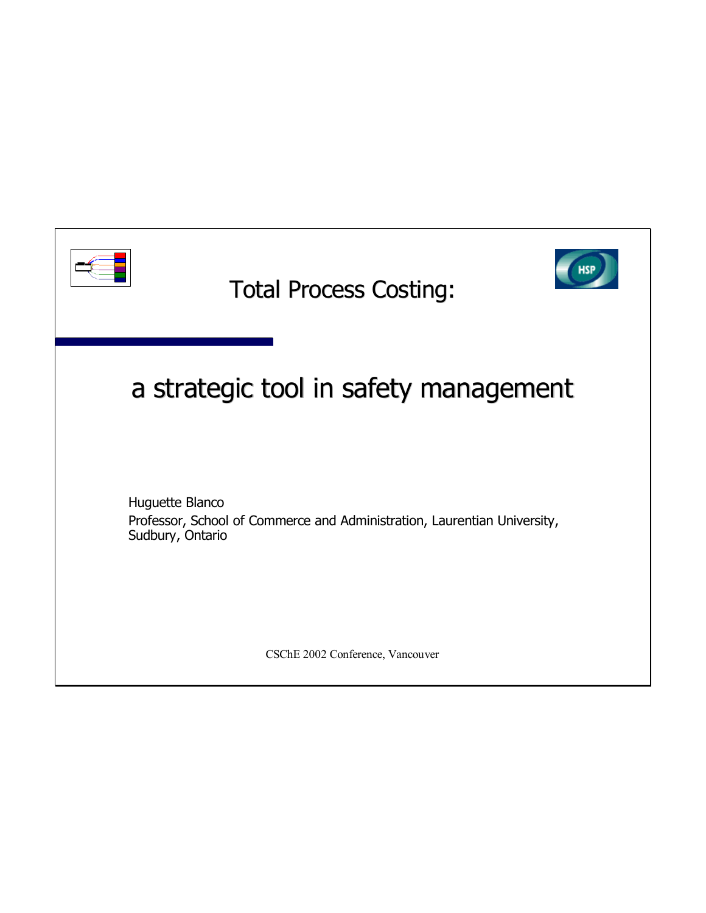# Total Process Costing:

## a strategic tool in safety management

Huguette Blanco

Professor, School of Commerce and Administration, Laurentian University, Sudbury, Ontario

CSChE 2002 Conference, Vancouver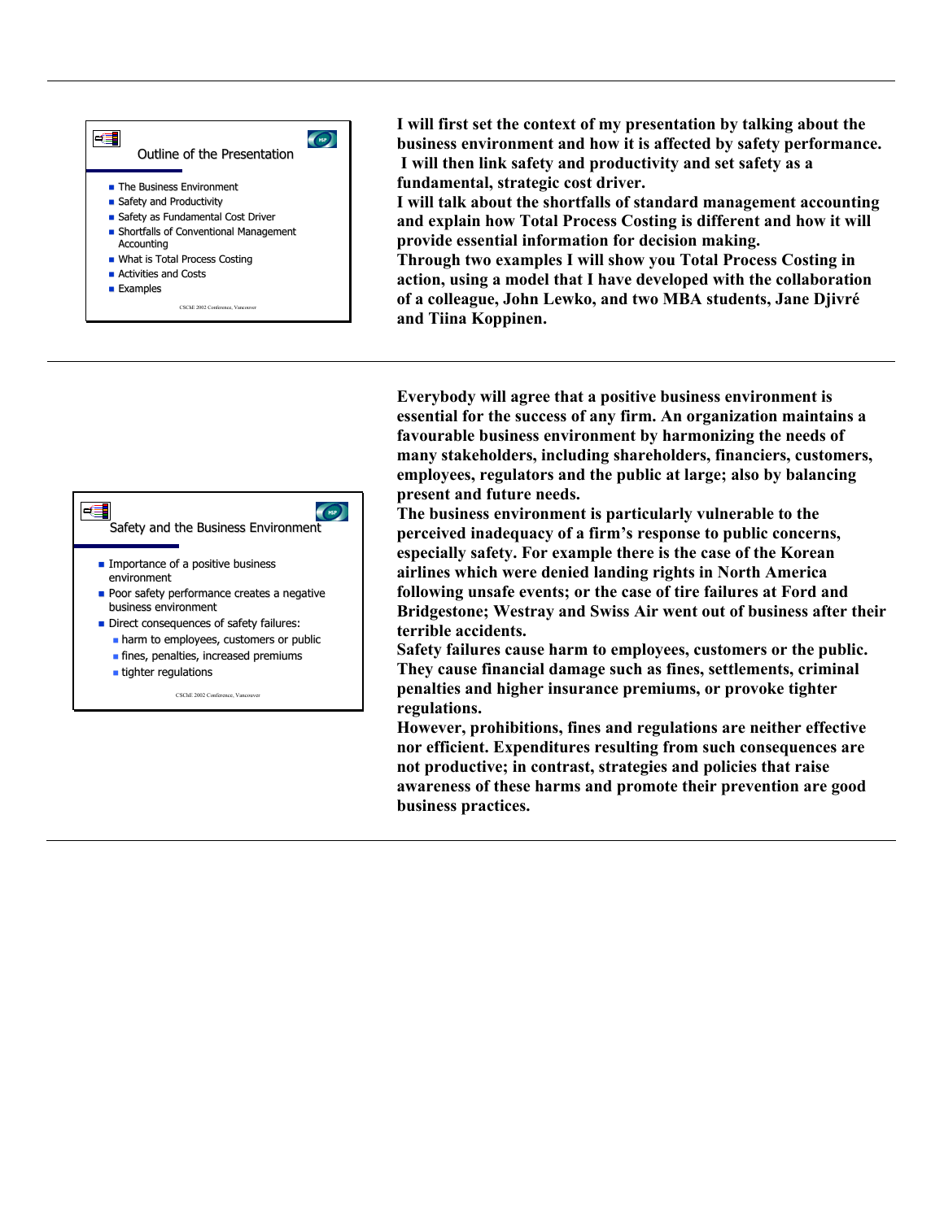### Outline of the Presentation

- The Business Environment
- Safety and Productivity
- Safety as Fundamental Cost Driver
- Shortfalls of Conventional Management Accounting
- What is Total Process Costing
- Activities and Costs
- Examples

CSChE 2002 Conference, Vancouver

**I will first set the context of my presentation by talking about the business environment and how it is affected by safety performance. I will then link safety and productivity and set safety as a fundamental, strategic cost driver.**
**I will talk about the shortfalls of standard management accounting and explain how Total Process Costing is different and how it will provide essential information for decision making.**
**Through two examples I will show you Total Process Costing in action, using a model that I have developed with the collaboration of a colleague, John Lewko, and two MBA students, Jane Djivré and Tiina Koppinen.**

---

### Safety and the Business Environment

- Importance of a positive business environment
- Poor safety performance creates a negative business environment
- Direct consequences of safety failures:
  - harm to employees, customers or public
  - fines, penalties, increased premiums
  - tighter regulations

CSChE 2002 Conference, Vancouver

**Everybody will agree that a positive business environment is essential for the success of any firm. An organization maintains a favourable business environment by harmonizing the needs of many stakeholders, including shareholders, financiers, customers, employees, regulators and the public at large; also by balancing present and future needs.**
**The business environment is particularly vulnerable to the perceived inadequacy of a firm's response to public concerns, especially safety. For example there is the case of the Korean airlines which were denied landing rights in North America following unsafe events; or the case of tire failures at Ford and Bridgestone; Westray and Swiss Air went out of business after their terrible accidents.**
**Safety failures cause harm to employees, customers or the public. They cause financial damage such as fines, settlements, criminal penalties and higher insurance premiums, or provoke tighter regulations.**
**However, prohibitions, fines and regulations are neither effective nor efficient. Expenditures resulting from such consequences are not productive; in contrast, strategies and policies that raise awareness of these harms and promote their prevention are good business practices.**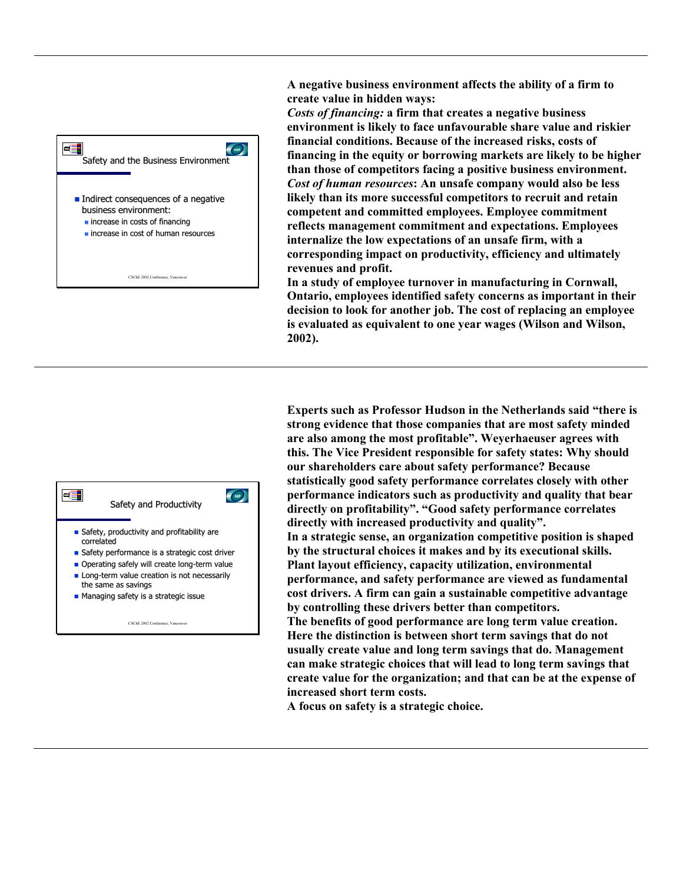Safety and the Business Environment

- Indirect consequences of a negative business environment:
  - increase in costs of financing
  - increase in cost of human resources

CSChE 2002 Conference, Vancouver

**A negative business environment affects the ability of a firm to create value in hidden ways:**
***Costs of financing:*** **a firm that creates a negative business environment is likely to face unfavourable share value and riskier financial conditions. Because of the increased risks, costs of financing in the equity or borrowing markets are likely to be higher than those of competitors facing a positive business environment.**
***Cost of human resources*****: An unsafe company would also be less likely than its more successful competitors to recruit and retain competent and committed employees. Employee commitment reflects management commitment and expectations. Employees internalize the low expectations of an unsafe firm, with a corresponding impact on productivity, efficiency and ultimately revenues and profit.**
**In a study of employee turnover in manufacturing in Cornwall, Ontario, employees identified safety concerns as important in their decision to look for another job. The cost of replacing an employee is evaluated as equivalent to one year wages (Wilson and Wilson, 2002).**

---

Safety and Productivity

- Safety, productivity and profitability are correlated
- Safety performance is a strategic cost driver
- Operating safely will create long-term value
- Long-term value creation is not necessarily the same as savings
- Managing safety is a strategic issue

CSChE 2002 Conference, Vancouver

**Experts such as Professor Hudson in the Netherlands said "there is strong evidence that those companies that are most safety minded are also among the most profitable". Weyerhaeuser agrees with this. The Vice President responsible for safety states: Why should our shareholders care about safety performance? Because statistically good safety performance correlates closely with other performance indicators such as productivity and quality that bear directly on profitability". "Good safety performance correlates directly with increased productivity and quality".**
**In a strategic sense, an organization competitive position is shaped by the structural choices it makes and by its executional skills. Plant layout efficiency, capacity utilization, environmental performance, and safety performance are viewed as fundamental cost drivers. A firm can gain a sustainable competitive advantage by controlling these drivers better than competitors.**
**The benefits of good performance are long term value creation. Here the distinction is between short term savings that do not usually create value and long term savings that do. Management can make strategic choices that will lead to long term savings that create value for the organization; and that can be at the expense of increased short term costs.**
**A focus on safety is a strategic choice.**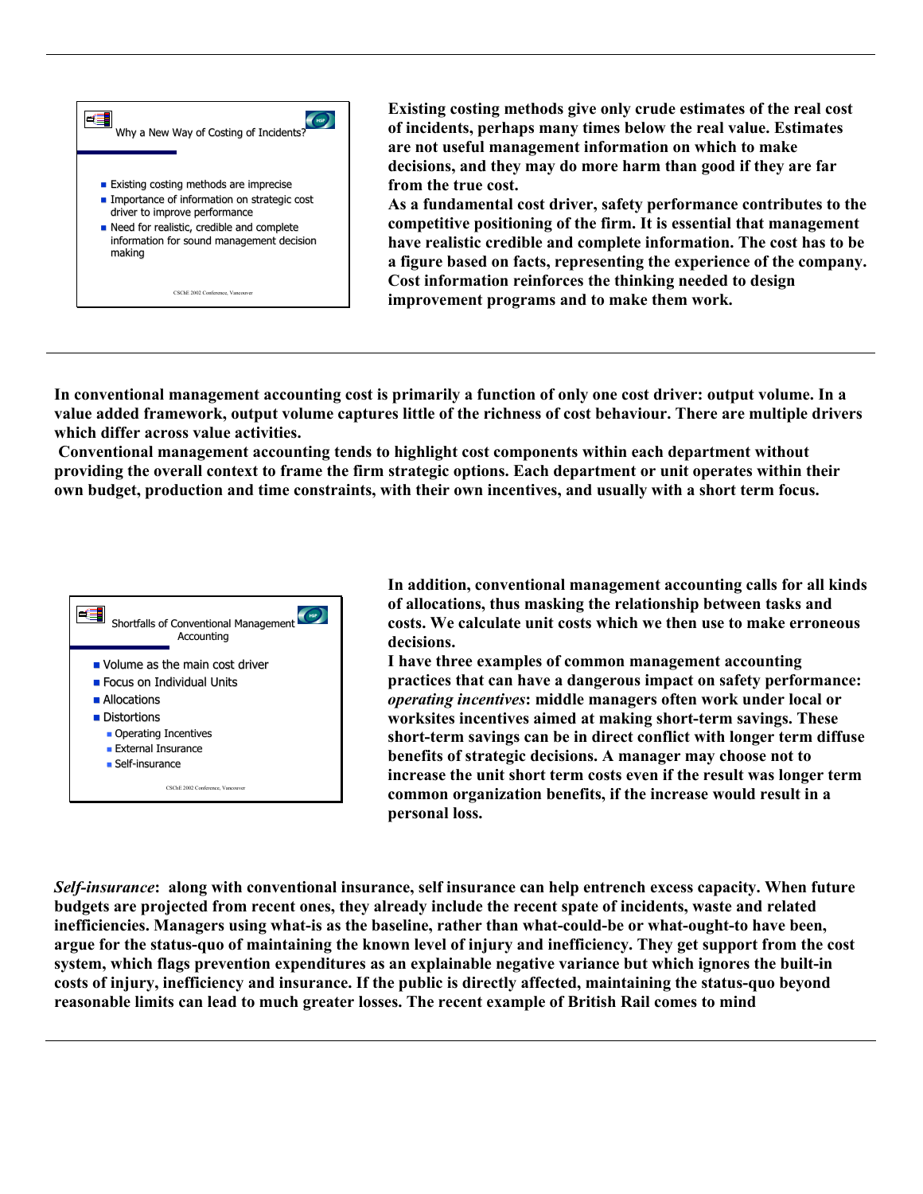Why a New Way of Costing of Incidents?

- Existing costing methods are imprecise
- Importance of information on strategic cost driver to improve performance
- Need for realistic, credible and complete information for sound management decision making

CSChE 2002 Conference, Vancouver

**Existing costing methods give only crude estimates of the real cost of incidents, perhaps many times below the real value. Estimates are not useful management information on which to make decisions, and they may do more harm than good if they are far from the true cost.**

**As a fundamental cost driver, safety performance contributes to the competitive positioning of the firm. It is essential that management have realistic credible and complete information. The cost has to be a figure based on facts, representing the experience of the company. Cost information reinforces the thinking needed to design improvement programs and to make them work.**

---

**In conventional management accounting cost is primarily a function of only one cost driver: output volume. In a value added framework, output volume captures little of the richness of cost behaviour. There are multiple drivers which differ across value activities.**

**Conventional management accounting tends to highlight cost components within each department without providing the overall context to frame the firm strategic options. Each department or unit operates within their own budget, production and time constraints, with their own incentives, and usually with a short term focus.**

Shortfalls of Conventional Management Accounting

- Volume as the main cost driver
- Focus on Individual Units
- Allocations
- Distortions
  - Operating Incentives
  - External Insurance
  - Self-insurance

CSChE 2002 Conference, Vancouver

**In addition, conventional management accounting calls for all kinds of allocations, thus masking the relationship between tasks and costs. We calculate unit costs which we then use to make erroneous decisions.**

**I have three examples of common management accounting practices that can have a dangerous impact on safety performance: *operating incentives*: middle managers often work under local or worksites incentives aimed at making short-term savings. These short-term savings can be in direct conflict with longer term diffuse benefits of strategic decisions. A manager may choose not to increase the unit short term costs even if the result was longer term common organization benefits, if the increase would result in a personal loss.**

***Self-insurance*: along with conventional insurance, self insurance can help entrench excess capacity. When future budgets are projected from recent ones, they already include the recent spate of incidents, waste and related inefficiencies. Managers using what-is as the baseline, rather than what-could-be or what-ought-to have been, argue for the status-quo of maintaining the known level of injury and inefficiency. They get support from the cost system, which flags prevention expenditures as an explainable negative variance but which ignores the built-in costs of injury, inefficiency and insurance. If the public is directly affected, maintaining the status-quo beyond reasonable limits can lead to much greater losses. The recent example of British Rail comes to mind**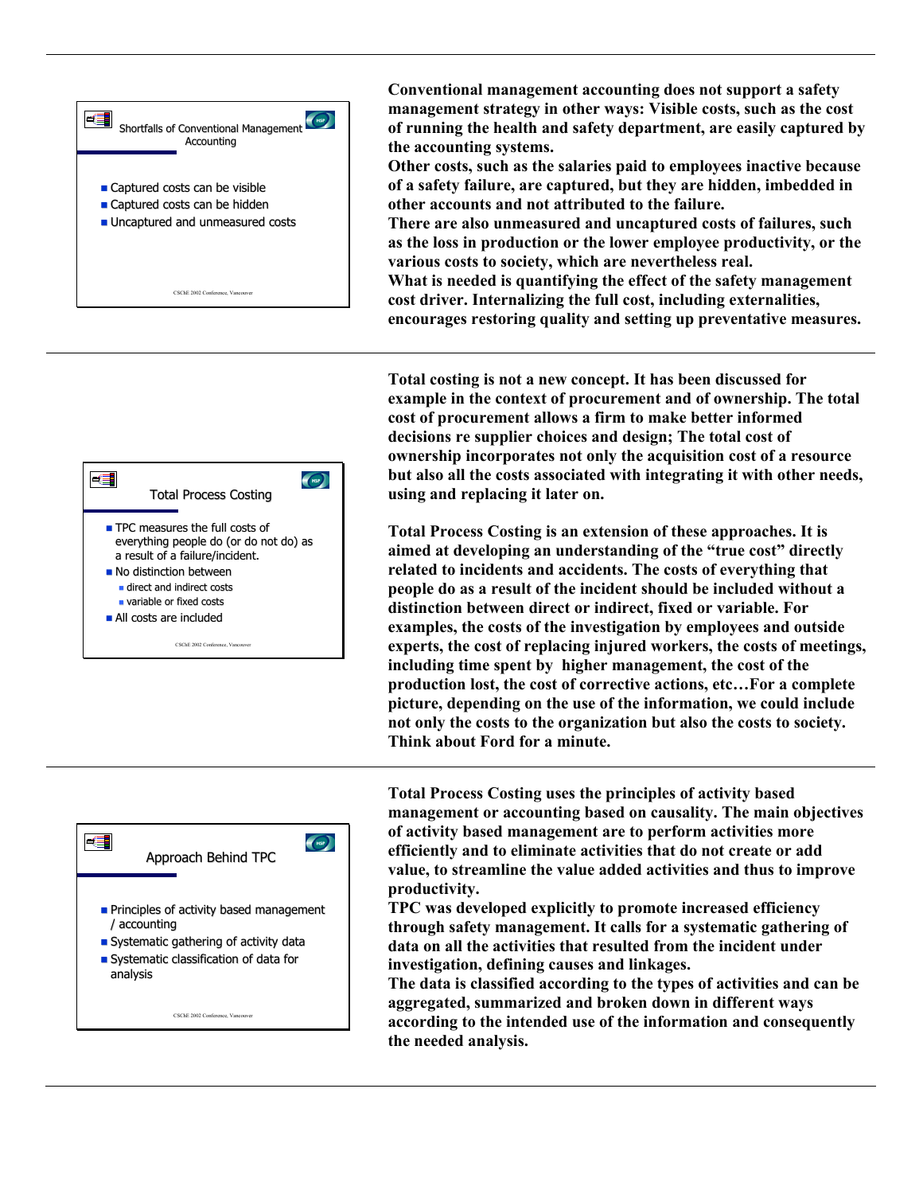### Shortfalls of Conventional Management Accounting

- Captured costs can be visible
- Captured costs can be hidden
- Uncaptured and unmeasured costs

**Conventional management accounting does not support a safety management strategy in other ways: Visible costs, such as the cost of running the health and safety department, are easily captured by the accounting systems.**
**Other costs, such as the salaries paid to employees inactive because of a safety failure, are captured, but they are hidden, imbedded in other accounts and not attributed to the failure.**
**There are also unmeasured and uncaptured costs of failures, such as the loss in production or the lower employee productivity, or the various costs to society, which are nevertheless real.**
**What is needed is quantifying the effect of the safety management cost driver. Internalizing the full cost, including externalities, encourages restoring quality and setting up preventative measures.**

---

### Total Process Costing

- TPC measures the full costs of everything people do (or do not do) as a result of a failure/incident.
- No distinction between
  - direct and indirect costs
  - variable or fixed costs
- All costs are included

**Total costing is not a new concept. It has been discussed for example in the context of procurement and of ownership. The total cost of procurement allows a firm to make better informed decisions re supplier choices and design; The total cost of ownership incorporates not only the acquisition cost of a resource but also all the costs associated with integrating it with other needs, using and replacing it later on.**

**Total Process Costing is an extension of these approaches. It is aimed at developing an understanding of the "true cost" directly related to incidents and accidents. The costs of everything that people do as a result of the incident should be included without a distinction between direct or indirect, fixed or variable. For examples, the costs of the investigation by employees and outside experts, the cost of replacing injured workers, the costs of meetings, including time spent by higher management, the cost of the production lost, the cost of corrective actions, etc…For a complete picture, depending on the use of the information, we could include not only the costs to the organization but also the costs to society. Think about Ford for a minute.**

---

### Approach Behind TPC

- Principles of activity based management / accounting
- Systematic gathering of activity data
- Systematic classification of data for analysis

**Total Process Costing uses the principles of activity based management or accounting based on causality. The main objectives of activity based management are to perform activities more efficiently and to eliminate activities that do not create or add value, to streamline the value added activities and thus to improve productivity.**
**TPC was developed explicitly to promote increased efficiency through safety management. It calls for a systematic gathering of data on all the activities that resulted from the incident under investigation, defining causes and linkages.**
**The data is classified according to the types of activities and can be aggregated, summarized and broken down in different ways according to the intended use of the information and consequently the needed analysis.**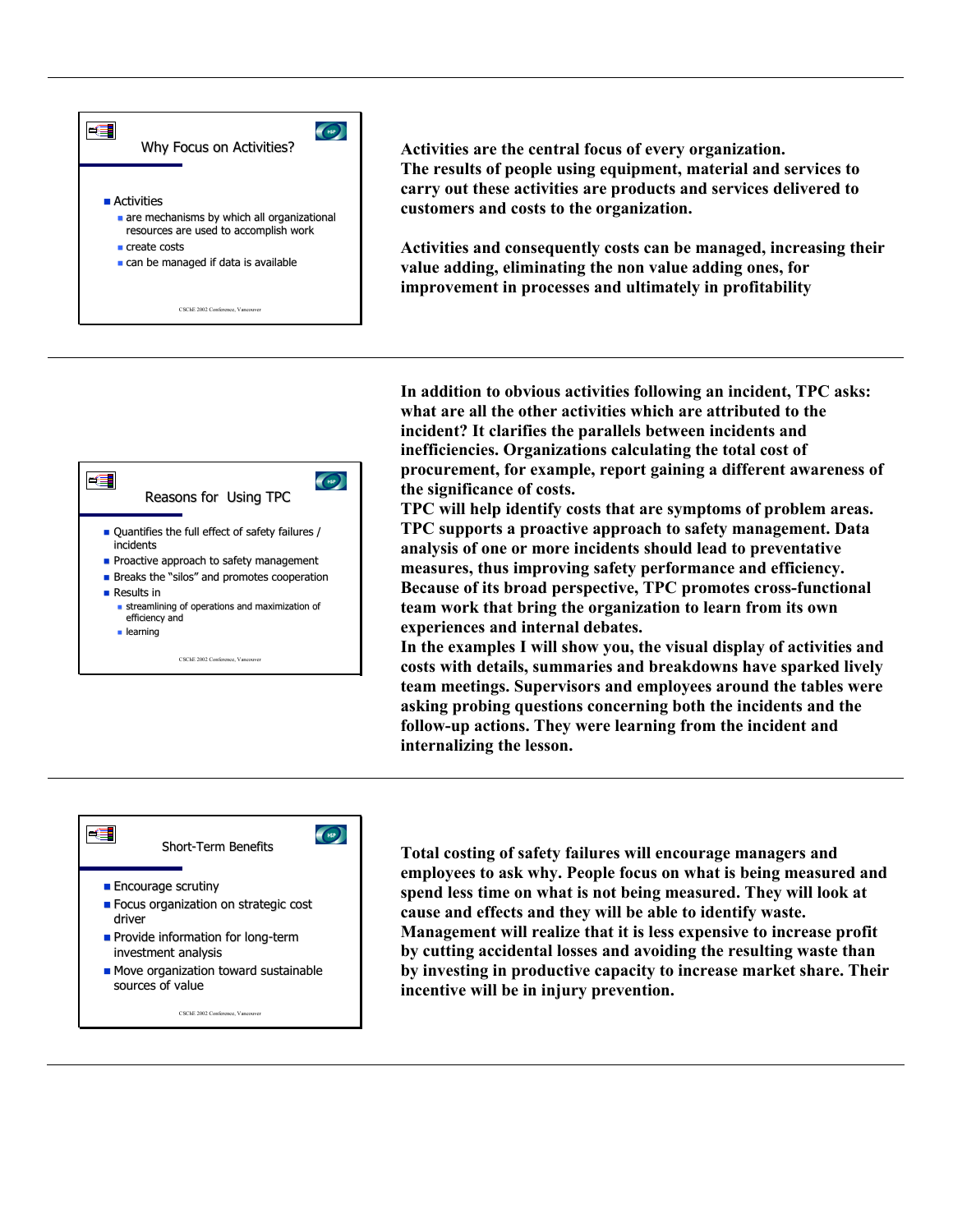### Why Focus on Activities?

- Activities
  - are mechanisms by which all organizational resources are used to accomplish work
  - create costs
  - can be managed if data is available

CSChE 2002 Conference, Vancouver

**Activities are the central focus of every organization. The results of people using equipment, material and services to carry out these activities are products and services delivered to customers and costs to the organization.**

**Activities and consequently costs can be managed, increasing their value adding, eliminating the non value adding ones, for improvement in processes and ultimately in profitability**

### Reasons for Using TPC

- Quantifies the full effect of safety failures / incidents
- Proactive approach to safety management
- Breaks the "silos" and promotes cooperation
- Results in
  - streamlining of operations and maximization of efficiency and
  - learning

CSChE 2002 Conference, Vancouver

**In addition to obvious activities following an incident, TPC asks: what are all the other activities which are attributed to the incident? It clarifies the parallels between incidents and inefficiencies. Organizations calculating the total cost of procurement, for example, report gaining a different awareness of the significance of costs.**
**TPC will help identify costs that are symptoms of problem areas.**
**TPC supports a proactive approach to safety management. Data analysis of one or more incidents should lead to preventative measures, thus improving safety performance and efficiency.**
**Because of its broad perspective, TPC promotes cross-functional team work that bring the organization to learn from its own experiences and internal debates.**
**In the examples I will show you, the visual display of activities and costs with details, summaries and breakdowns have sparked lively team meetings. Supervisors and employees around the tables were asking probing questions concerning both the incidents and the follow-up actions. They were learning from the incident and internalizing the lesson.**

### Short-Term Benefits

- Encourage scrutiny
- Focus organization on strategic cost driver
- Provide information for long-term investment analysis
- Move organization toward sustainable sources of value

CSChE 2002 Conference, Vancouver

**Total costing of safety failures will encourage managers and employees to ask why. People focus on what is being measured and spend less time on what is not being measured. They will look at cause and effects and they will be able to identify waste.**
**Management will realize that it is less expensive to increase profit by cutting accidental losses and avoiding the resulting waste than by investing in productive capacity to increase market share. Their incentive will be in injury prevention.**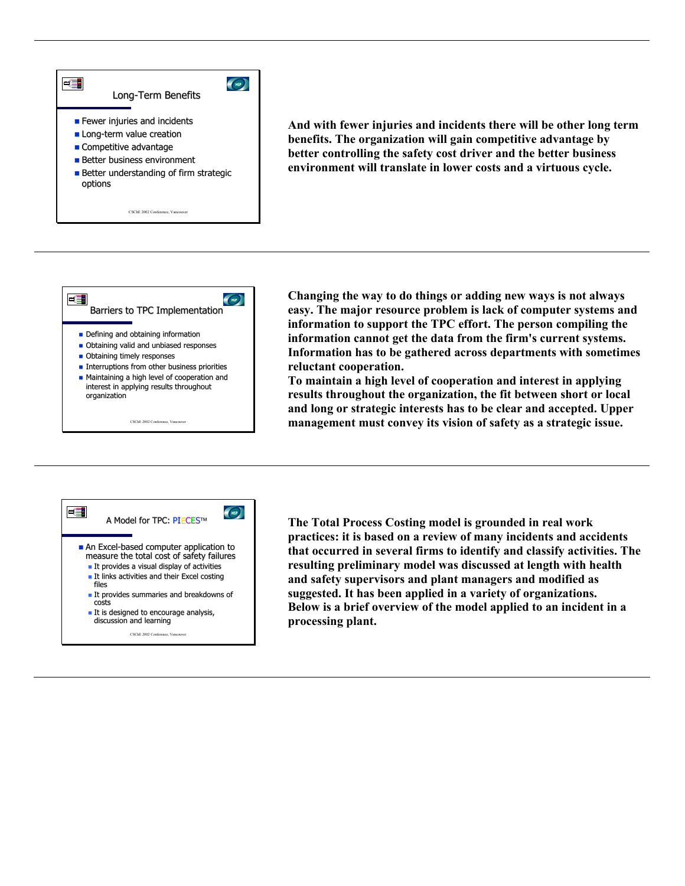### Long-Term Benefits

- Fewer injuries and incidents
- Long-term value creation
- Competitive advantage
- Better business environment
- Better understanding of firm strategic options

CSChE 2002 Conference, Vancouver

**And with fewer injuries and incidents there will be other long term benefits. The organization will gain competitive advantage by better controlling the safety cost driver and the better business environment will translate in lower costs and a virtuous cycle.**

---

### Barriers to TPC Implementation

- Defining and obtaining information
- Obtaining valid and unbiased responses
- Obtaining timely responses
- Interruptions from other business priorities
- Maintaining a high level of cooperation and interest in applying results throughout organization

CSChE 2002 Conference, Vancouver

**Changing the way to do things or adding new ways is not always easy. The major resource problem is lack of computer systems and information to support the TPC effort. The person compiling the information cannot get the data from the firm's current systems. Information has to be gathered across departments with sometimes reluctant cooperation.**
**To maintain a high level of cooperation and interest in applying results throughout the organization, the fit between short or local and long or strategic interests has to be clear and accepted. Upper management must convey its vision of safety as a strategic issue.**

---

### A Model for TPC: PIECES™

- An Excel-based computer application to measure the total cost of safety failures
  - It provides a visual display of activities
  - It links activities and their Excel costing files
  - It provides summaries and breakdowns of costs
  - It is designed to encourage analysis, discussion and learning

CSChE 2002 Conference, Vancouver

**The Total Process Costing model is grounded in real work practices: it is based on a review of many incidents and accidents that occurred in several firms to identify and classify activities. The resulting preliminary model was discussed at length with health and safety supervisors and plant managers and modified as suggested. It has been applied in a variety of organizations.**
**Below is a brief overview of the model applied to an incident in a processing plant.**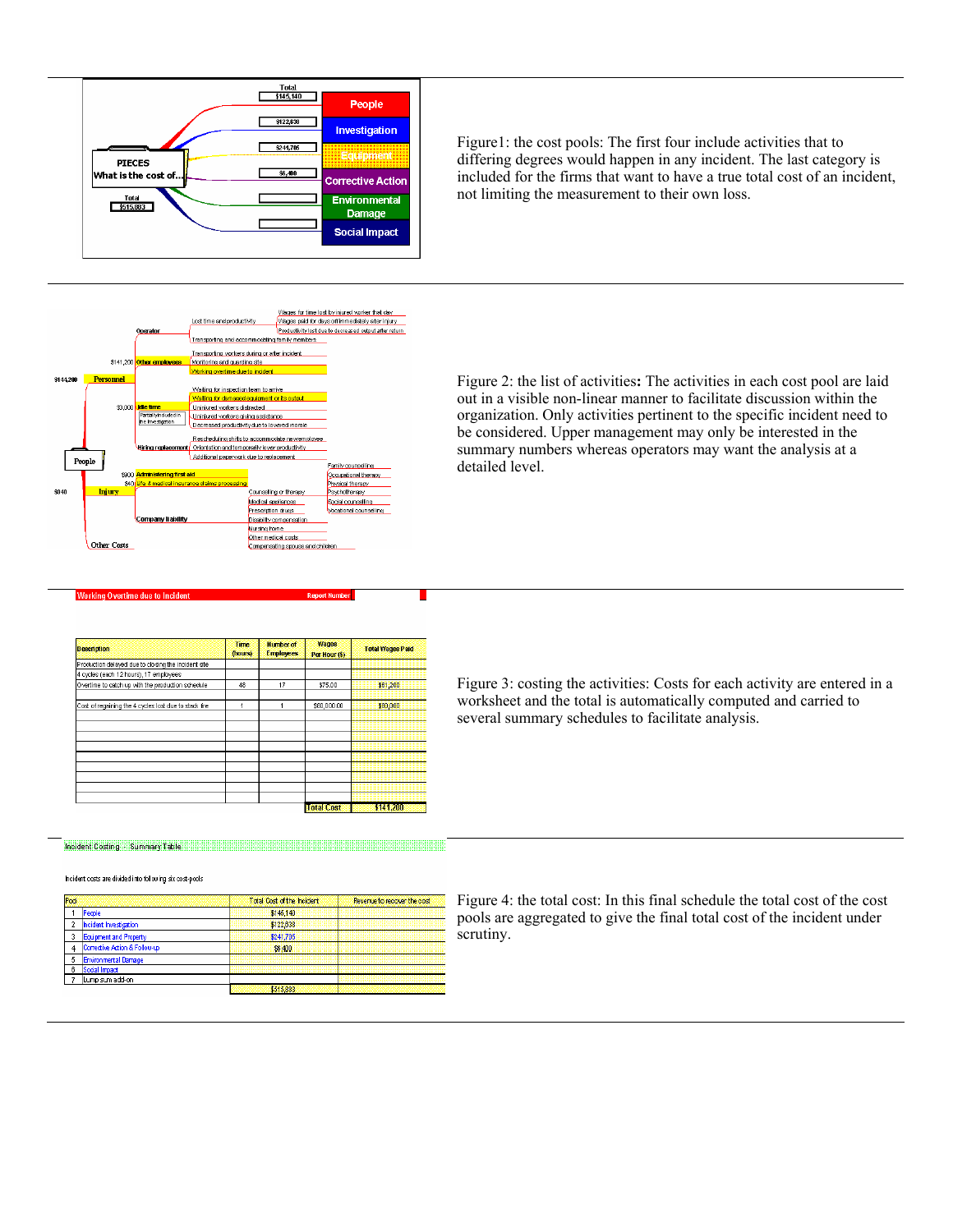Figure1: the cost pools: The first four include activities that to differing degrees would happen in any incident. The last category is included for the firms that want to have a true total cost of an incident, not limiting the measurement to their own loss.

Figure 2: the list of activities**:** The activities in each cost pool are laid out in a visible non-linear manner to facilitate discussion within the organization. Only activities pertinent to the specific incident need to be considered. Upper management may only be interested in the summary numbers whereas operators may want the analysis at a detailed level.

Figure 3: costing the activities: Costs for each activity are entered in a worksheet and the total is automatically computed and carried to several summary schedules to facilitate analysis.

Figure 4: the total cost: In this final schedule the total cost of the cost pools are aggregated to give the final total cost of the incident under scrutiny.